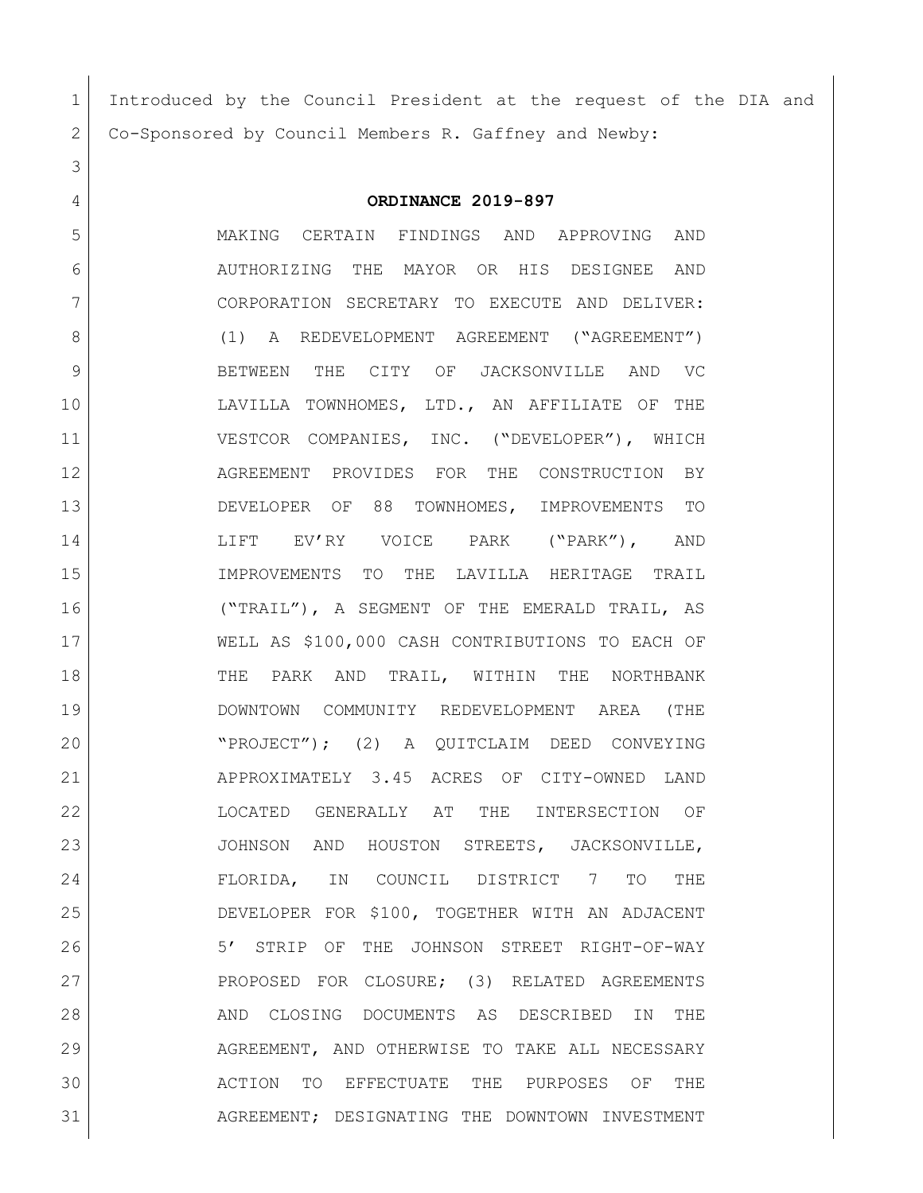Introduced by the Council President at the request of the DIA and Co-Sponsored by Council Members R. Gaffney and Newby:

**ORDINANCE 2019-897**

MAKING CERTAIN FINDINGS AND APPROVING AND AUTHORIZING THE MAYOR OR HIS DESIGNEE AND CORPORATION SECRETARY TO EXECUTE AND DELIVER: (1) A REDEVELOPMENT AGREEMENT ("AGREEMENT") BETWEEN THE CITY OF JACKSONVILLE AND VC LAVILLA TOWNHOMES, LTD., AN AFFILIATE OF THE VESTCOR COMPANIES, INC. ("DEVELOPER"), WHICH AGREEMENT PROVIDES FOR THE CONSTRUCTION BY DEVELOPER OF 88 TOWNHOMES, IMPROVEMENTS TO LIFT EV'RY VOICE PARK ("PARK"), AND IMPROVEMENTS TO THE LAVILLA HERITAGE TRAIL ("TRAIL"), A SEGMENT OF THE EMERALD TRAIL, AS WELL AS $100,000 CASH CONTRIBUTIONS TO EACH OF THE PARK AND TRAIL, WITHIN THE NORTHBANK DOWNTOWN COMMUNITY REDEVELOPMENT AREA (THE "PROJECT"); (2) A QUITCLAIM DEED CONVEYING APPROXIMATELY 3.45 ACRES OF CITY-OWNED LAND LOCATED GENERALLY AT THE INTERSECTION OF JOHNSON AND HOUSTON STREETS, JACKSONVILLE, FLORIDA, IN COUNCIL DISTRICT 7 TO THE DEVELOPER FOR $100, TOGETHER WITH AN ADJACENT 5' STRIP OF THE JOHNSON STREET RIGHT-OF-WAY PROPOSED FOR CLOSURE; (3) RELATED AGREEMENTS AND CLOSING DOCUMENTS AS DESCRIBED IN THE AGREEMENT, AND OTHERWISE TO TAKE ALL NECESSARY ACTION TO EFFECTUATE THE PURPOSES OF THE AGREEMENT; DESIGNATING THE DOWNTOWN INVESTMENT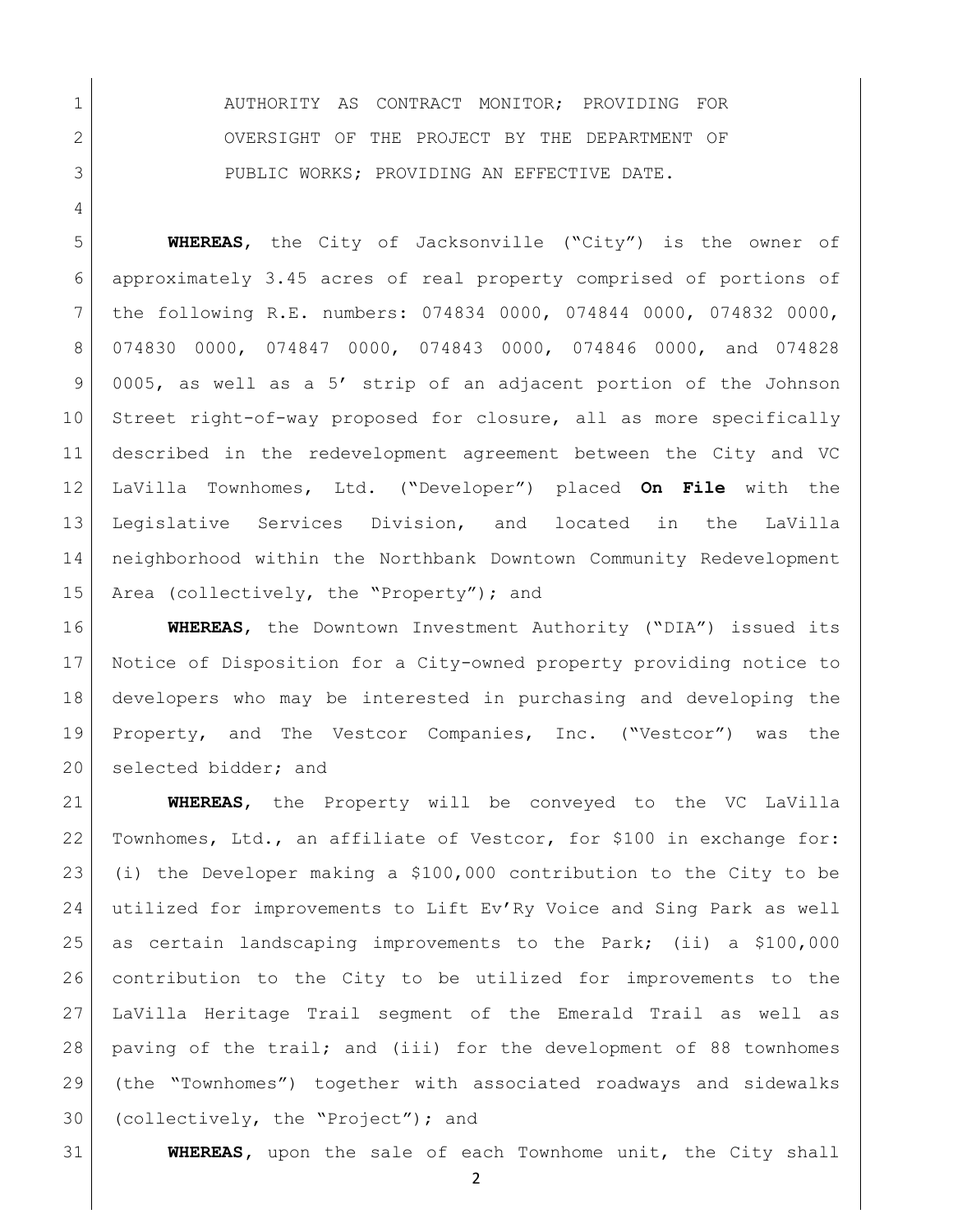AUTHORITY AS CONTRACT MONITOR; PROVIDING FOR OVERSIGHT OF THE PROJECT BY THE DEPARTMENT OF PUBLIC WORKS; PROVIDING AN EFFECTIVE DATE.

**WHEREAS**, the City of Jacksonville ("City") is the owner of approximately 3.45 acres of real property comprised of portions of the following R.E. numbers: 074834 0000, 074844 0000, 074832 0000, 074830 0000, 074847 0000, 074843 0000, 074846 0000, and 074828 0005, as well as a 5' strip of an adjacent portion of the Johnson Street right-of-way proposed for closure, all as more specifically described in the redevelopment agreement between the City and VC LaVilla Townhomes, Ltd. ("Developer") placed **On File** with the Legislative Services Division, and located in the LaVilla neighborhood within the Northbank Downtown Community Redevelopment Area (collectively, the "Property"); and

**WHEREAS**, the Downtown Investment Authority ("DIA") issued its Notice of Disposition for a City-owned property providing notice to developers who may be interested in purchasing and developing the Property, and The Vestcor Companies, Inc. ("Vestcor") was the selected bidder; and

**WHEREAS**, the Property will be conveyed to the VC LaVilla Townhomes, Ltd., an affiliate of Vestcor, for $100 in exchange for: (i) the Developer making a $100,000 contribution to the City to be utilized for improvements to Lift Ev'Ry Voice and Sing Park as well as certain landscaping improvements to the Park; (ii) a $100,000 contribution to the City to be utilized for improvements to the LaVilla Heritage Trail segment of the Emerald Trail as well as paving of the trail; and (iii) for the development of 88 townhomes (the "Townhomes") together with associated roadways and sidewalks (collectively, the "Project"); and

**WHEREAS**, upon the sale of each Townhome unit, the City shall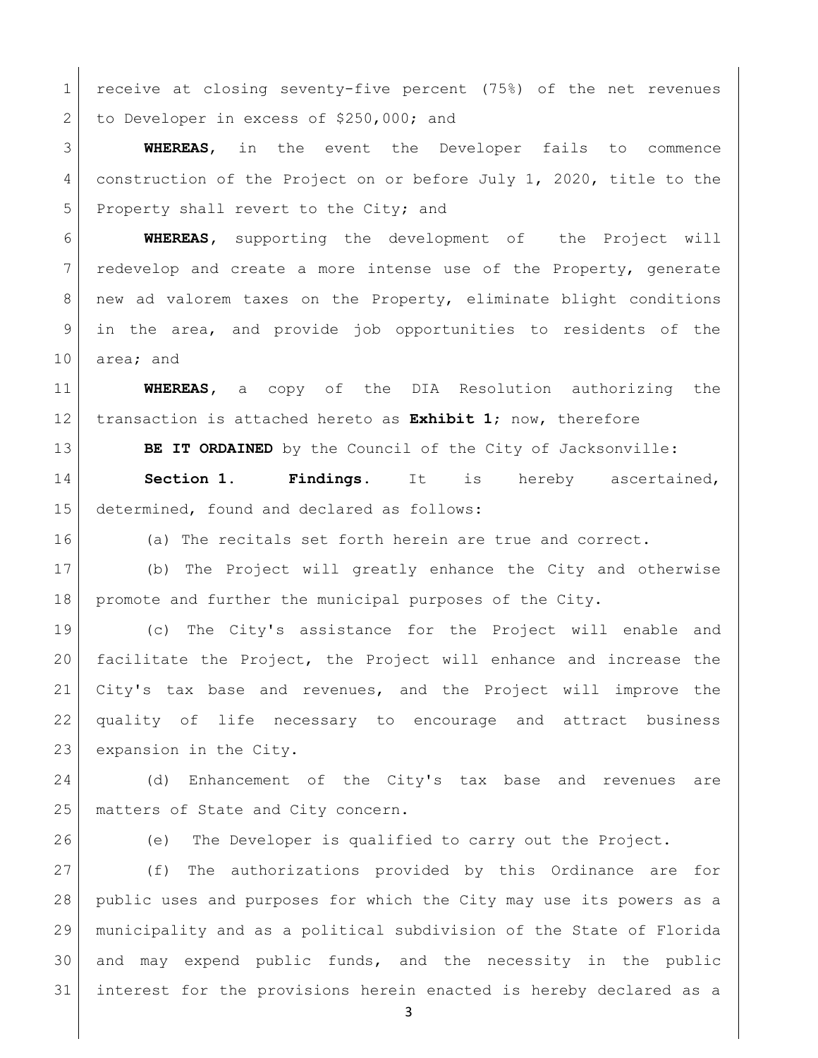receive at closing seventy-five percent (75%) of the net revenues to Developer in excess of $250,000; and

**WHEREAS**, in the event the Developer fails to commence construction of the Project on or before July 1, 2020, title to the Property shall revert to the City; and

**WHEREAS**, supporting the development of the Project will redevelop and create a more intense use of the Property, generate new ad valorem taxes on the Property, eliminate blight conditions in the area, and provide job opportunities to residents of the area; and

**WHEREAS**, a copy of the DIA Resolution authorizing the transaction is attached hereto as **Exhibit 1**; now, therefore

**BE IT ORDAINED** by the Council of the City of Jacksonville:

**Section 1. Findings.** It is hereby ascertained, determined, found and declared as follows:

(a) The recitals set forth herein are true and correct.

(b) The Project will greatly enhance the City and otherwise promote and further the municipal purposes of the City.

(c) The City's assistance for the Project will enable and facilitate the Project, the Project will enhance and increase the City's tax base and revenues, and the Project will improve the quality of life necessary to encourage and attract business expansion in the City.

(d) Enhancement of the City's tax base and revenues are matters of State and City concern.

(e) The Developer is qualified to carry out the Project.

(f) The authorizations provided by this Ordinance are for public uses and purposes for which the City may use its powers as a municipality and as a political subdivision of the State of Florida and may expend public funds, and the necessity in the public interest for the provisions herein enacted is hereby declared as a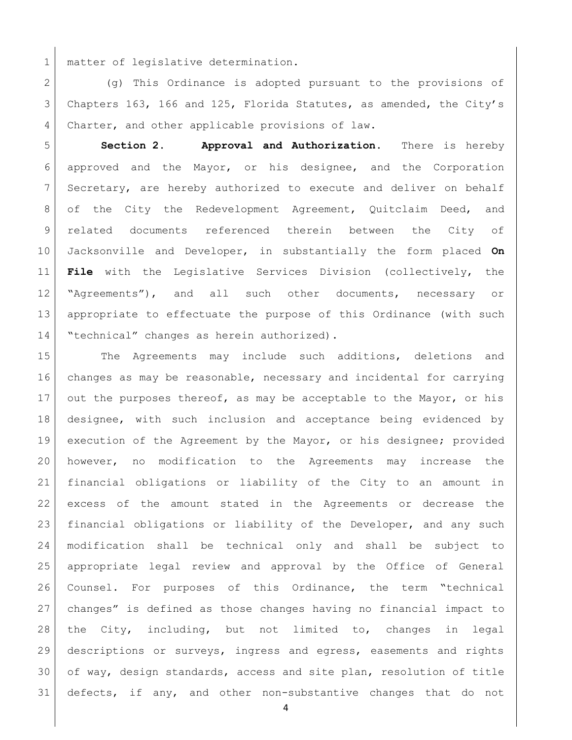matter of legislative determination.

(g) This Ordinance is adopted pursuant to the provisions of Chapters 163, 166 and 125, Florida Statutes, as amended, the City's Charter, and other applicable provisions of law.

**Section 2. Approval and Authorization.** There is hereby approved and the Mayor, or his designee, and the Corporation Secretary, are hereby authorized to execute and deliver on behalf of the City the Redevelopment Agreement, Quitclaim Deed, and related documents referenced therein between the City of Jacksonville and Developer, in substantially the form placed **On File** with the Legislative Services Division (collectively, the "Agreements"), and all such other documents, necessary or appropriate to effectuate the purpose of this Ordinance (with such "technical" changes as herein authorized).

The Agreements may include such additions, deletions and changes as may be reasonable, necessary and incidental for carrying out the purposes thereof, as may be acceptable to the Mayor, or his designee, with such inclusion and acceptance being evidenced by execution of the Agreement by the Mayor, or his designee; provided however, no modification to the Agreements may increase the financial obligations or liability of the City to an amount in excess of the amount stated in the Agreements or decrease the financial obligations or liability of the Developer, and any such modification shall be technical only and shall be subject to appropriate legal review and approval by the Office of General Counsel. For purposes of this Ordinance, the term "technical changes" is defined as those changes having no financial impact to the City, including, but not limited to, changes in legal descriptions or surveys, ingress and egress, easements and rights of way, design standards, access and site plan, resolution of title defects, if any, and other non-substantive changes that do not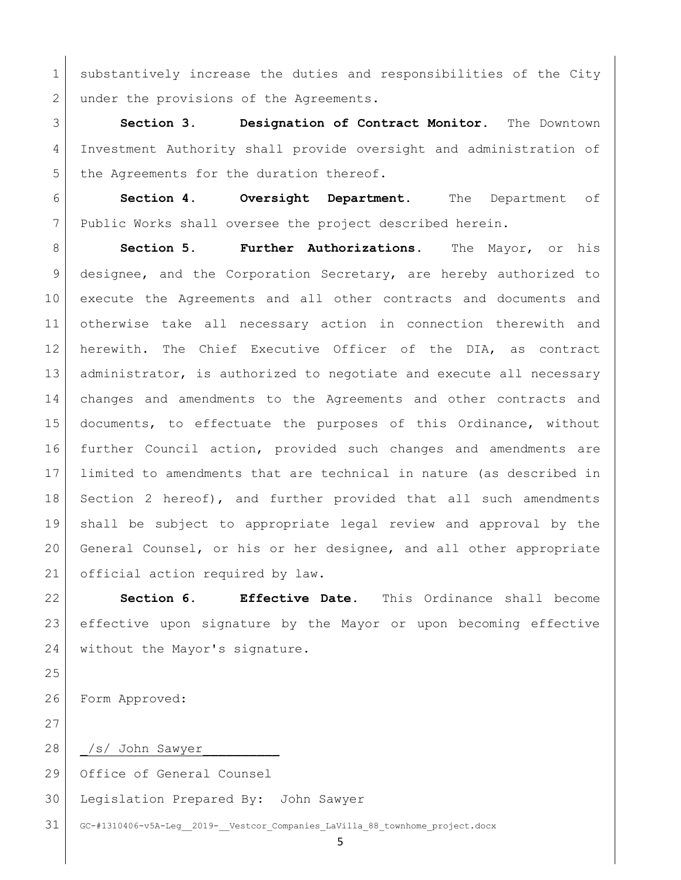substantively increase the duties and responsibilities of the City under the provisions of the Agreements.

**Section 3. Designation of Contract Monitor.** The Downtown Investment Authority shall provide oversight and administration of the Agreements for the duration thereof.

**Section 4. Oversight Department.** The Department of Public Works shall oversee the project described herein.

**Section 5. Further Authorizations.** The Mayor, or his designee, and the Corporation Secretary, are hereby authorized to execute the Agreements and all other contracts and documents and otherwise take all necessary action in connection therewith and herewith. The Chief Executive Officer of the DIA, as contract administrator, is authorized to negotiate and execute all necessary changes and amendments to the Agreements and other contracts and documents, to effectuate the purposes of this Ordinance, without further Council action, provided such changes and amendments are limited to amendments that are technical in nature (as described in Section 2 hereof), and further provided that all such amendments shall be subject to appropriate legal review and approval by the General Counsel, or his or her designee, and all other appropriate official action required by law.

**Section 6. Effective Date.** This Ordinance shall become effective upon signature by the Mayor or upon becoming effective without the Mayor's signature.

Form Approved:

_/s/ John Sawyer__________

Office of General Counsel

Legislation Prepared By: John Sawyer

GC-#1310406-v5A-Leg__2019-__Vestcor_Companies_LaVilla_88_townhome_project.docx